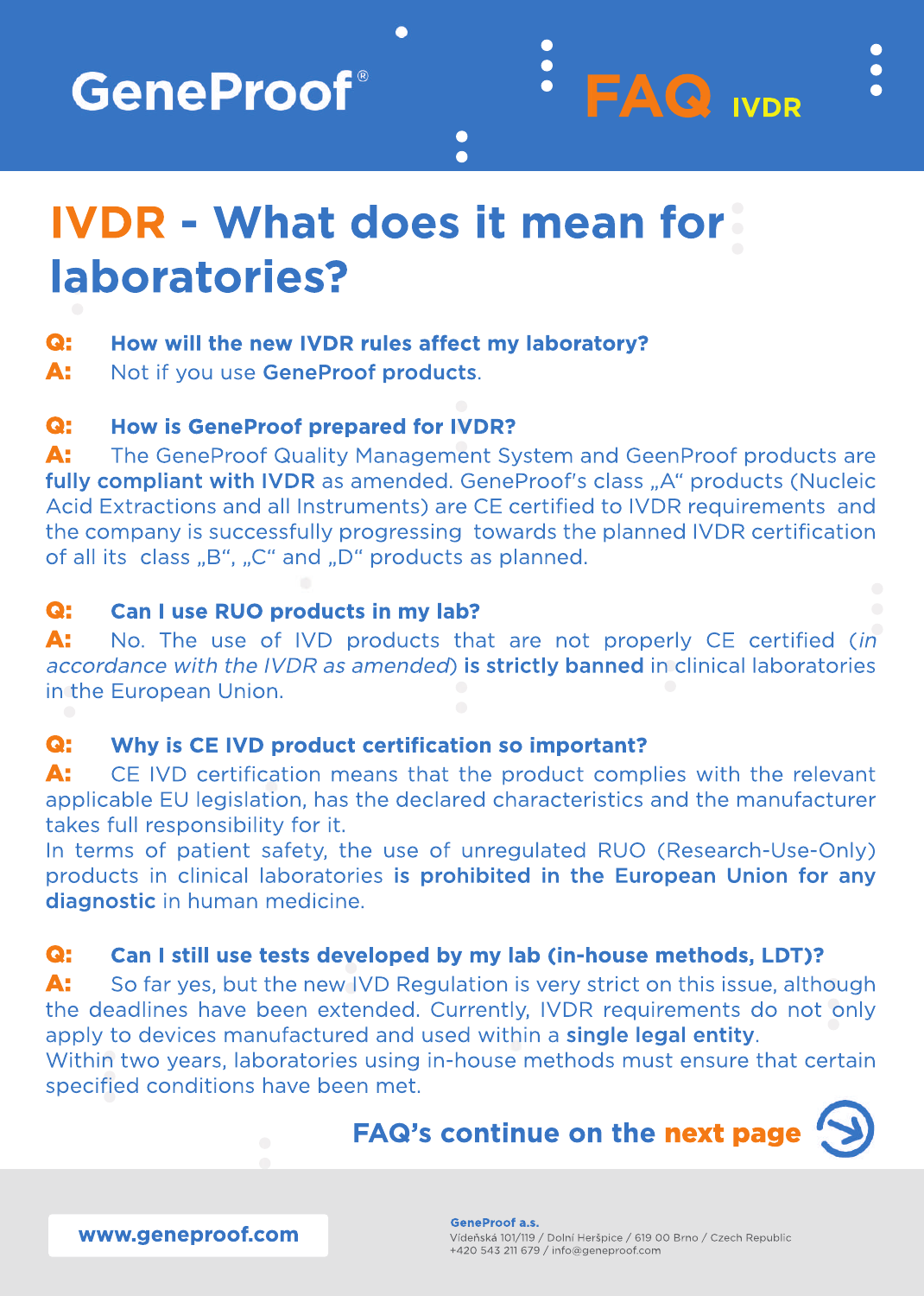GeneProof®

FAQ IVDR

# IVDR - What does it mean for laboratories?

**Q: How will the new IVDR rules affect my laboratory?**

**A:** Not if you use **GeneProof products**.

**Q: How is GeneProof prepared for IVDR?**

**A:** The GeneProof Quality Management System and GeenProof products are **fully compliant with IVDR** as amended. GeneProof's class „A" products (Nucleic Acid Extractions and all Instruments) are CE certified to IVDR requirements and the company is successfully progressing towards the planned IVDR certification of all its class „B", „C" and „D" products as planned.

**Q: Can I use RUO products in my lab?**

**A:** No. The use of IVD products that are not properly CE certified (*in accordance with the IVDR as amended*) **is strictly banned** in clinical laboratories in the European Union.

**Q: Why is CE IVD product certification so important?**

**A:** CE IVD certification means that the product complies with the relevant applicable EU legislation, has the declared characteristics and the manufacturer takes full responsibility for it.
In terms of patient safety, the use of unregulated RUO (Research-Use-Only) products in clinical laboratories **is prohibited in the European Union for any diagnostic** in human medicine.

**Q: Can I still use tests developed by my lab (in-house methods, LDT)?**

**A:** So far yes, but the new IVD Regulation is very strict on this issue, although the deadlines have been extended. Currently, IVDR requirements do not only apply to devices manufactured and used within a **single legal entity**.
Within two years, laboratories using in-house methods must ensure that certain specified conditions have been met.

**FAQ's continue on the next page**

www.geneproof.com

**GeneProof a.s.**
Vídeňská 101/119 / Dolní Heršpice / 619 00 Brno / Czech Republic
+420 543 211 679 / info@geneproof.com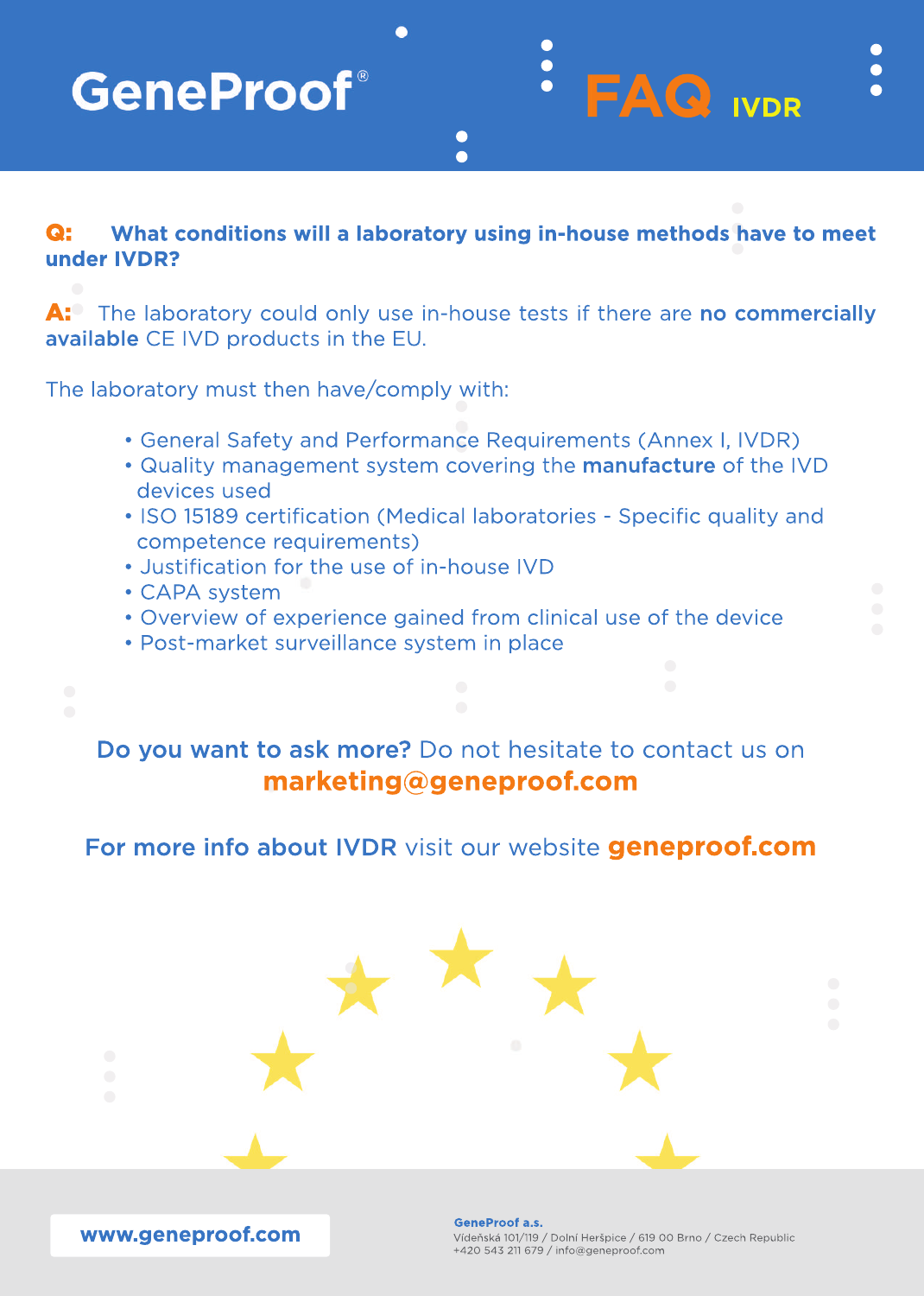# GeneProof® FAQ IVDR

**Q: What conditions will a laboratory using in-house methods have to meet under IVDR?**

**A:** The laboratory could only use in-house tests if there are **no commercially available** CE IVD products in the EU.

The laboratory must then have/comply with:

- General Safety and Performance Requirements (Annex I, IVDR)
- Quality management system covering the **manufacture** of the IVD devices used
- ISO 15189 certification (Medical laboratories - Specific quality and competence requirements)
- Justification for the use of in-house IVD
- CAPA system
- Overview of experience gained from clinical use of the device
- Post-market surveillance system in place

**Do you want to ask more?** Do not hesitate to contact us on **marketing@geneproof.com**

**For more info about IVDR** visit our website **geneproof.com**

**www.geneproof.com**

**GeneProof a.s.**
Vídeňská 101/119 / Dolní Heršpice / 619 00 Brno / Czech Republic
+420 543 211 679 / info@geneproof.com